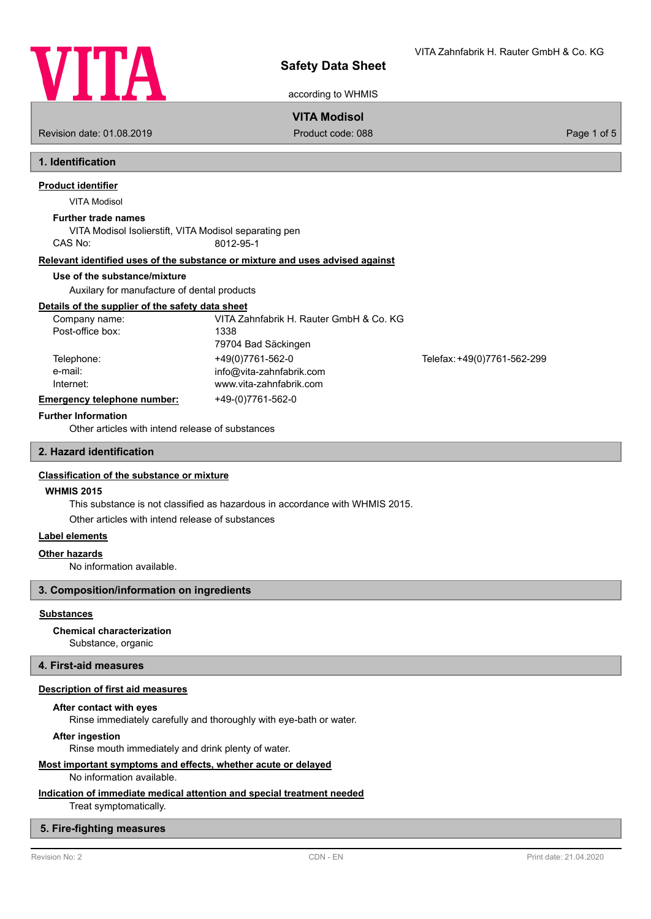# Safety Data Sheet

according to WHMIS

VITA Zahnfabrik H. Rauter GmbH & Co. KG

**VITA Modisol**

Revision date: 01.08.2019 | Product code: 088

## 1. Identification

**Product identifier**

VITA Modisol

**Further trade names**

VITA Modisol Isolierstift, VITA Modisol separating pen

CAS No: 8012-95-1

**Relevant identified uses of the substance or mixture and uses advised against**

**Use of the substance/mixture**

Auxilary for manufacture of dental products

**Details of the supplier of the safety data sheet**

| | | |
|---|---|---|
| Company name: | VITA Zahnfabrik H. Rauter GmbH & Co. KG | |
| Post-office box: | 1338<br>79704 Bad Säckingen | |
| Telephone: | +49(0)7761-562-0 | Telefax: +49(0)7761-562-299 |
| e-mail: | info@vita-zahnfabrik.com | |
| Internet: | www.vita-zahnfabrik.com | |

**Emergency telephone number:** +49-(0)7761-562-0

**Further Information**

Other articles with intend release of substances

## 2. Hazard identification

**Classification of the substance or mixture**

**WHMIS 2015**

This substance is not classified as hazardous in accordance with WHMIS 2015.

Other articles with intend release of substances

**Label elements**

**Other hazards**

No information available.

## 3. Composition/information on ingredients

**Substances**

**Chemical characterization**

Substance, organic

## 4. First-aid measures

**Description of first aid measures**

**After contact with eyes**

Rinse immediately carefully and thoroughly with eye-bath or water.

**After ingestion**

Rinse mouth immediately and drink plenty of water.

**Most important symptoms and effects, whether acute or delayed**

No information available.

**Indication of immediate medical attention and special treatment needed**

Treat symptomatically.

## 5. Fire-fighting measures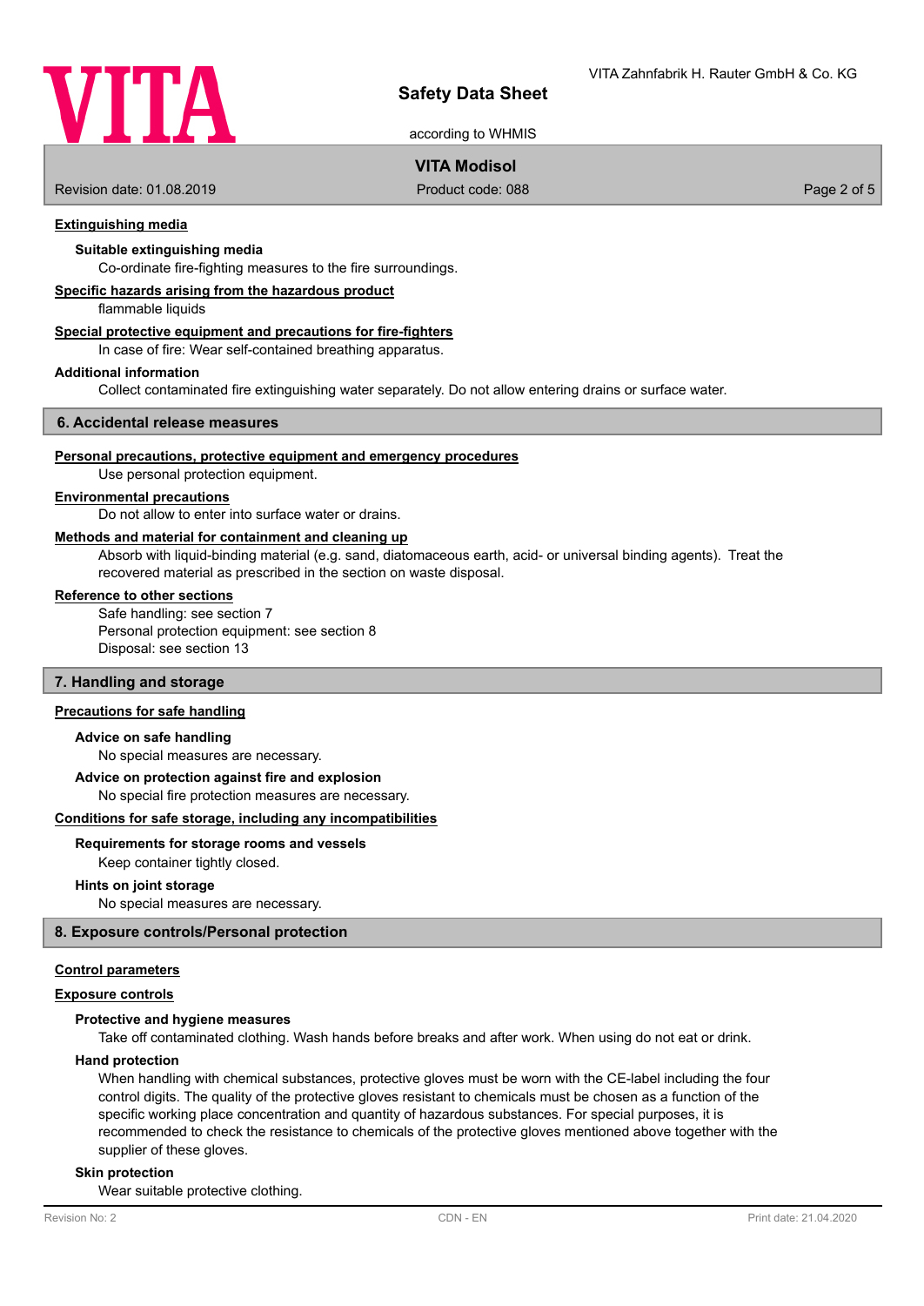#### Extinguishing media

**Suitable extinguishing media**

Co-ordinate fire-fighting measures to the fire surroundings.

#### Specific hazards arising from the hazardous product

flammable liquids

#### Special protective equipment and precautions for fire-fighters

In case of fire: Wear self-contained breathing apparatus.

**Additional information**

Collect contaminated fire extinguishing water separately. Do not allow entering drains or surface water.

## 6. Accidental release measures

#### Personal precautions, protective equipment and emergency procedures

Use personal protection equipment.

#### Environmental precautions

Do not allow to enter into surface water or drains.

#### Methods and material for containment and cleaning up

Absorb with liquid-binding material (e.g. sand, diatomaceous earth, acid- or universal binding agents). Treat the recovered material as prescribed in the section on waste disposal.

#### Reference to other sections

Safe handling: see section 7
Personal protection equipment: see section 8
Disposal: see section 13

## 7. Handling and storage

#### Precautions for safe handling

**Advice on safe handling**

No special measures are necessary.

**Advice on protection against fire and explosion**

No special fire protection measures are necessary.

#### Conditions for safe storage, including any incompatibilities

**Requirements for storage rooms and vessels**

Keep container tightly closed.

**Hints on joint storage**

No special measures are necessary.

## 8. Exposure controls/Personal protection

#### Control parameters

#### Exposure controls

**Protective and hygiene measures**

Take off contaminated clothing. Wash hands before breaks and after work. When using do not eat or drink.

**Hand protection**

When handling with chemical substances, protective gloves must be worn with the CE-label including the four control digits. The quality of the protective gloves resistant to chemicals must be chosen as a function of the specific working place concentration and quantity of hazardous substances. For special purposes, it is recommended to check the resistance to chemicals of the protective gloves mentioned above together with the supplier of these gloves.

**Skin protection**

Wear suitable protective clothing.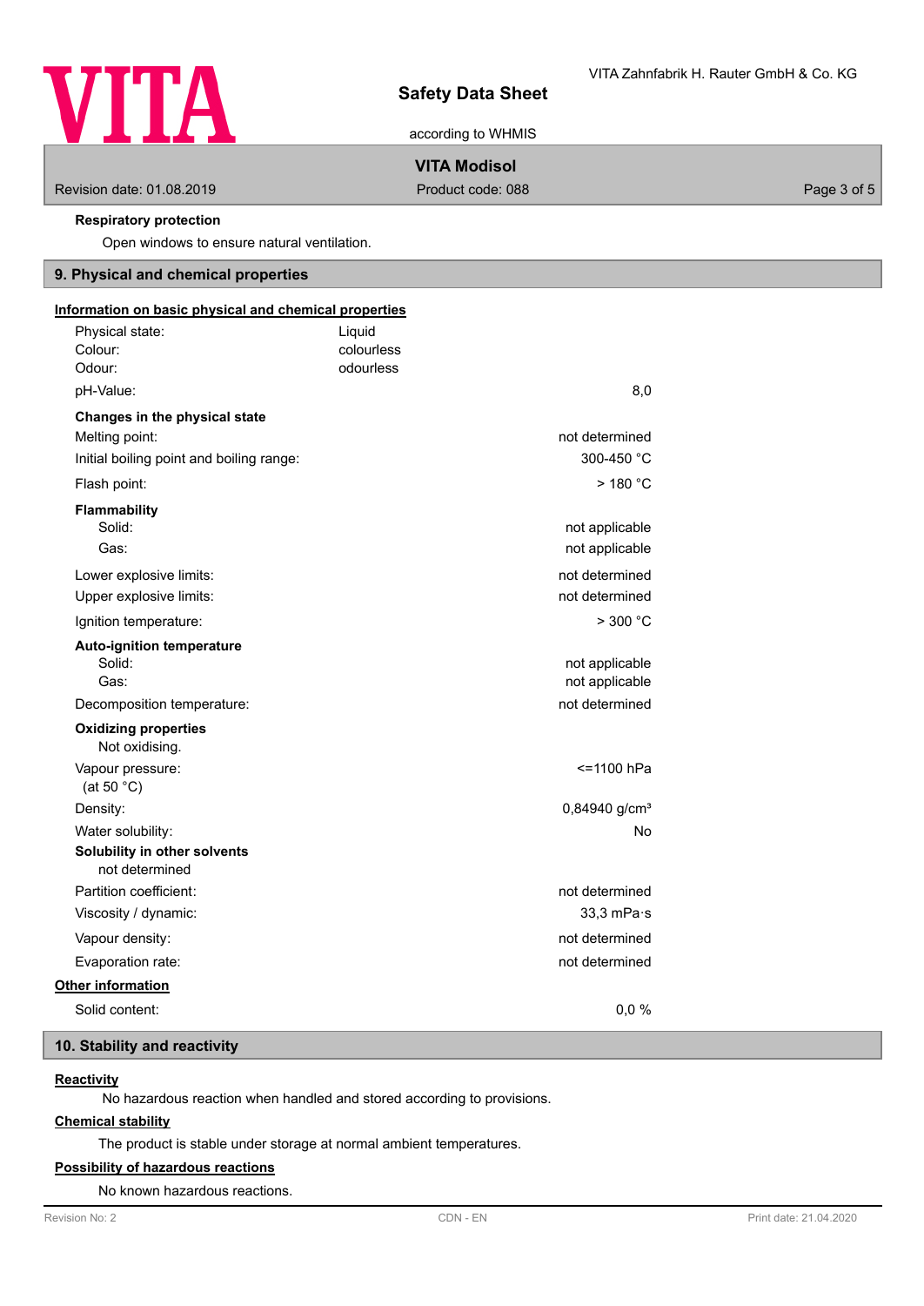**Respiratory protection**

Open windows to ensure natural ventilation.

## 9. Physical and chemical properties

**Information on basic physical and chemical properties**

| | | |
|---|---|---|
| Physical state: | Liquid | |
| Colour: | colourless | |
| Odour: | odourless | |
| pH-Value: | | 8,0 |
| **Changes in the physical state** | | |
| Melting point: | | not determined |
| Initial boiling point and boiling range: | | 300-450 °C |
| Flash point: | | > 180 °C |
| **Flammability** | | |
| Solid: | | not applicable |
| Gas: | | not applicable |
| Lower explosive limits: | | not determined |
| Upper explosive limits: | | not determined |
| Ignition temperature: | | > 300 °C |
| **Auto-ignition temperature** | | |
| Solid: | | not applicable |
| Gas: | | not applicable |
| Decomposition temperature: | | not determined |
| **Oxidizing properties** | | |
| Not oxidising. | | |
| Vapour pressure: (at 50 °C) | | <=1100 hPa |
| Density: | | 0,84940 g/cm³ |
| Water solubility: | | No |
| **Solubility in other solvents** | | |
| not determined | | |
| Partition coefficient: | | not determined |
| Viscosity / dynamic: | | 33,3 mPa·s |
| Vapour density: | | not determined |
| Evaporation rate: | | not determined |

**Other information**

| | |
|---|---|
| Solid content: | 0,0 % |

## 10. Stability and reactivity

**Reactivity**

No hazardous reaction when handled and stored according to provisions.

**Chemical stability**

The product is stable under storage at normal ambient temperatures.

**Possibility of hazardous reactions**

No known hazardous reactions.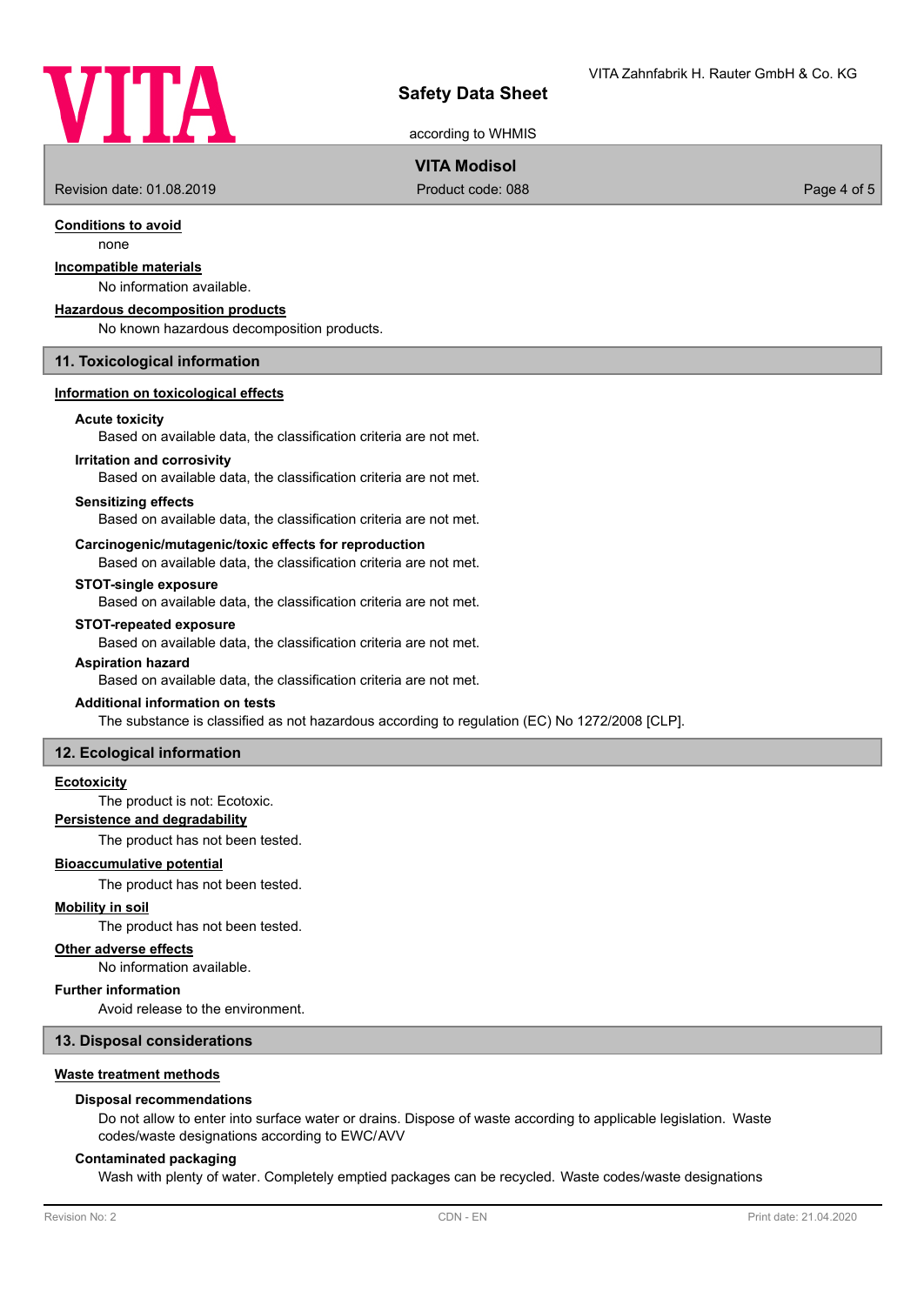#### Conditions to avoid

none

#### Incompatible materials

No information available.

#### Hazardous decomposition products

No known hazardous decomposition products.

## 11. Toxicological information

#### Information on toxicological effects

**Acute toxicity**

Based on available data, the classification criteria are not met.

**Irritation and corrosivity**

Based on available data, the classification criteria are not met.

**Sensitizing effects**

Based on available data, the classification criteria are not met.

**Carcinogenic/mutagenic/toxic effects for reproduction**

Based on available data, the classification criteria are not met.

**STOT-single exposure**

Based on available data, the classification criteria are not met.

**STOT-repeated exposure**

Based on available data, the classification criteria are not met.

**Aspiration hazard**

Based on available data, the classification criteria are not met.

**Additional information on tests**

The substance is classified as not hazardous according to regulation (EC) No 1272/2008 [CLP].

## 12. Ecological information

#### Ecotoxicity

The product is not: Ecotoxic.

#### Persistence and degradability

The product has not been tested.

#### Bioaccumulative potential

The product has not been tested.

#### Mobility in soil

The product has not been tested.

#### Other adverse effects

No information available.

**Further information**

Avoid release to the environment.

## 13. Disposal considerations

#### Waste treatment methods

**Disposal recommendations**

Do not allow to enter into surface water or drains. Dispose of waste according to applicable legislation. Waste codes/waste designations according to EWC/AVV

**Contaminated packaging**

Wash with plenty of water. Completely emptied packages can be recycled. Waste codes/waste designations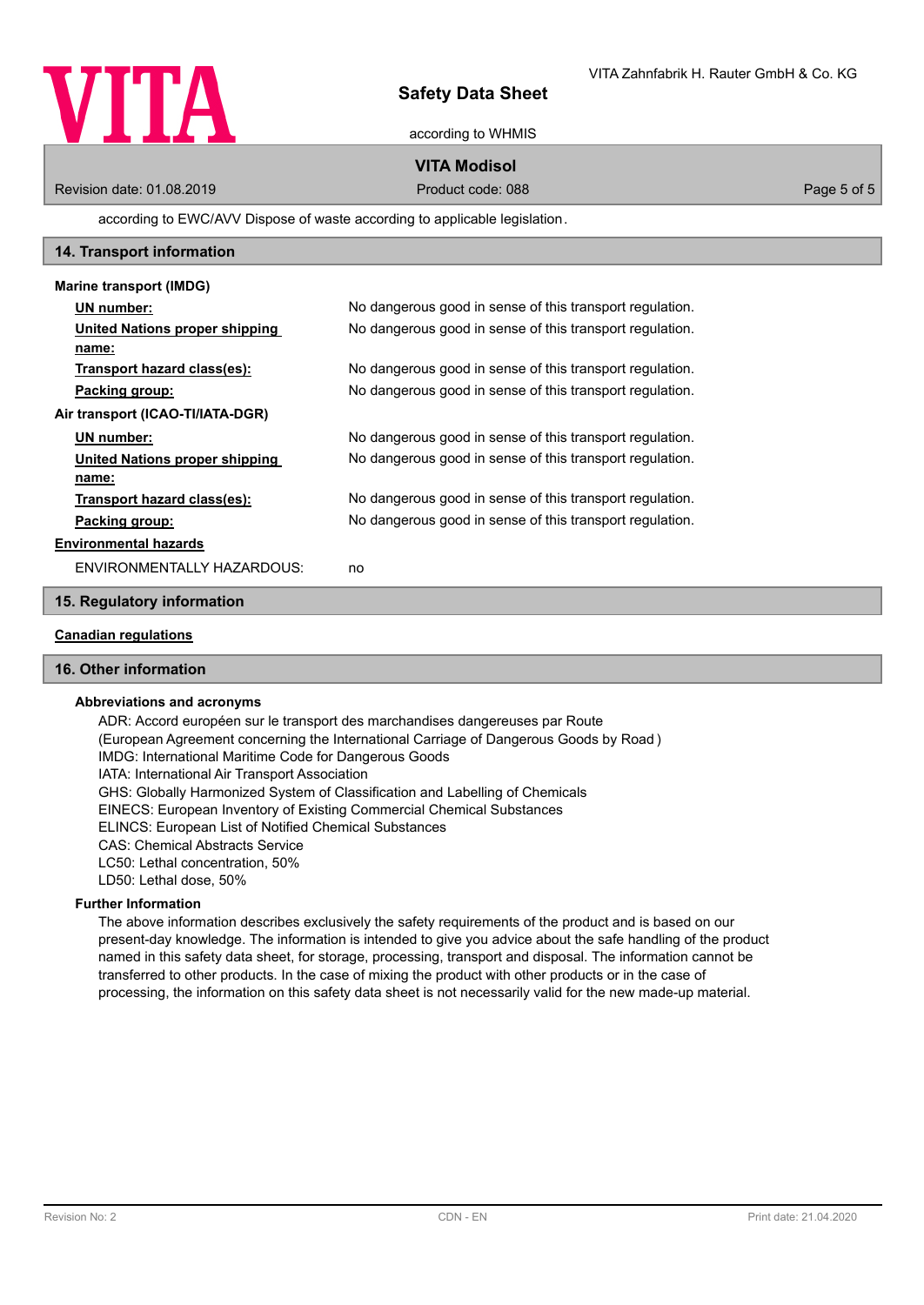according to EWC/AVV Dispose of waste according to applicable legislation.

## 14. Transport information

**Marine transport (IMDG)**

| | |
|---|---|
| **UN number:** | No dangerous good in sense of this transport regulation. |
| **United Nations proper shipping name:** | No dangerous good in sense of this transport regulation. |
| **Transport hazard class(es):** | No dangerous good in sense of this transport regulation. |
| **Packing group:** | No dangerous good in sense of this transport regulation. |

**Air transport (ICAO-TI/IATA-DGR)**

| | |
|---|---|
| **UN number:** | No dangerous good in sense of this transport regulation. |
| **United Nations proper shipping name:** | No dangerous good in sense of this transport regulation. |
| **Transport hazard class(es):** | No dangerous good in sense of this transport regulation. |
| **Packing group:** | No dangerous good in sense of this transport regulation. |

**Environmental hazards**

| | |
|---|---|
| ENVIRONMENTALLY HAZARDOUS: | no |

## 15. Regulatory information

**Canadian regulations**

## 16. Other information

**Abbreviations and acronyms**

ADR: Accord européen sur le transport des marchandises dangereuses par Route
(European Agreement concerning the International Carriage of Dangerous Goods by Road )
IMDG: International Maritime Code for Dangerous Goods
IATA: International Air Transport Association
GHS: Globally Harmonized System of Classification and Labelling of Chemicals
EINECS: European Inventory of Existing Commercial Chemical Substances
ELINCS: European List of Notified Chemical Substances
CAS: Chemical Abstracts Service
LC50: Lethal concentration, 50%
LD50: Lethal dose, 50%

**Further Information**

The above information describes exclusively the safety requirements of the product and is based on our present-day knowledge. The information is intended to give you advice about the safe handling of the product named in this safety data sheet, for storage, processing, transport and disposal. The information cannot be transferred to other products. In the case of mixing the product with other products or in the case of processing, the information on this safety data sheet is not necessarily valid for the new made-up material.